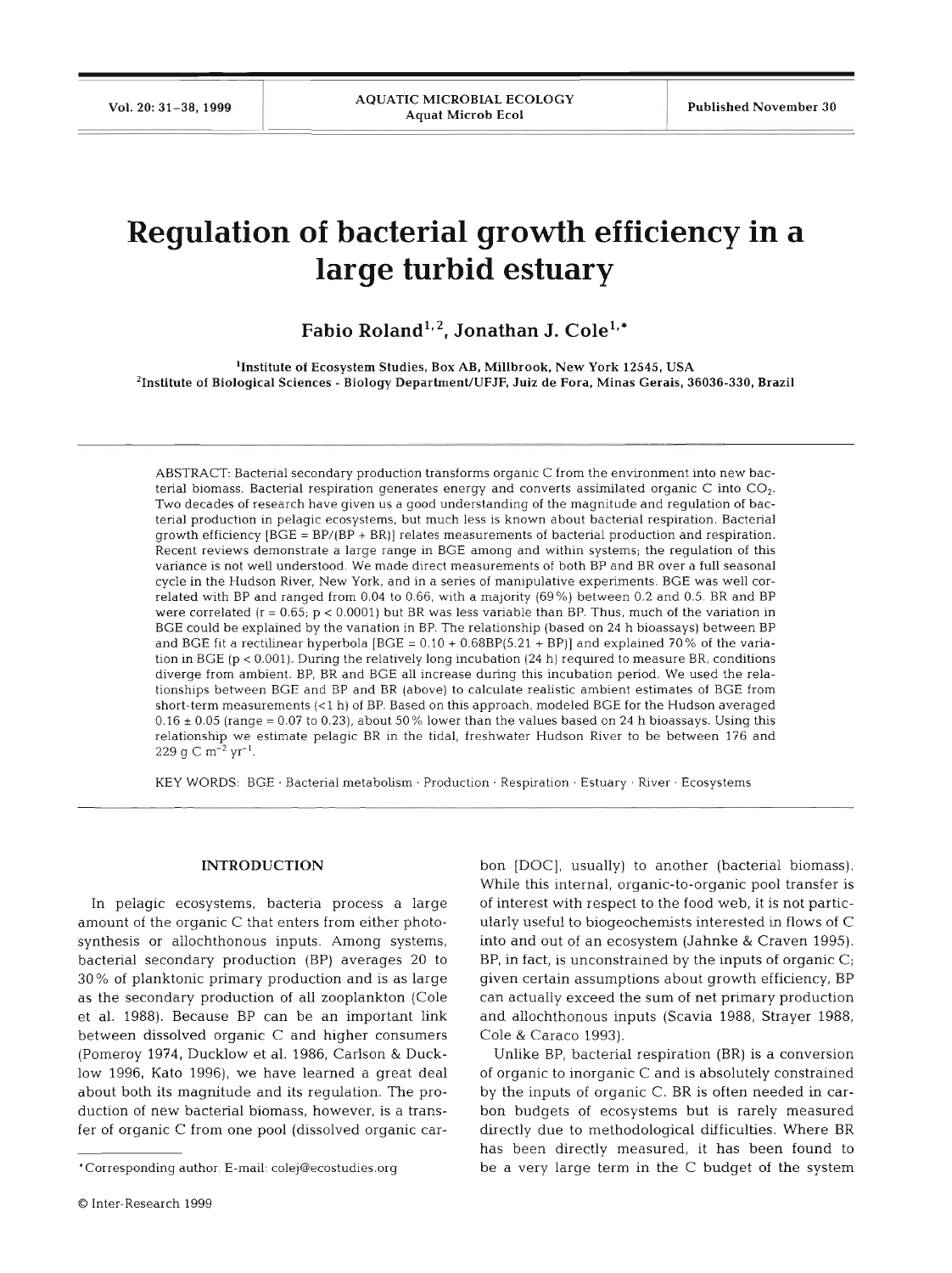# Regulation of bacterial growth efficiency in a large turbid estuary

**Fabio Roland[1,2], Jonathan J. Cole[1,*]**

[1]Institute of Ecosystem Studies, Box AB, Millbrook, New York 12545, USA
[2]Institute of Biological Sciences - Biology Department/UFJF, Juiz de Fora, Minas Gerais, 36036-330, Brazil

ABSTRACT: Bacterial secondary production transforms organic C from the environment into new bacterial biomass. Bacterial respiration generates energy and converts assimilated organic C into $CO_2$. Two decades of research have given us a good understanding of the magnitude and regulation of bacterial production in pelagic ecosystems, but much less is known about bacterial respiration. Bacterial growth efficiency [BGE = BP/(BP + BR)] relates measurements of bacterial production and respiration. Recent reviews demonstrate a large range in BGE among and within systems; the regulation of this variance is not well understood. We made direct measurements of both BP and BR over a full seasonal cycle in the Hudson River, New York, and in a series of manipulative experiments. BGE was well correlated with BP and ranged from 0.04 to 0.66, with a majority (69%) between 0.2 and 0.5. BR and BP were correlated ($r = 0.65$; $p < 0.0001$) but BR was less variable than BP. Thus, much of the variation in BGE could be explained by the variation in BP. The relationship (based on 24 h bioassays) between BP and BGE fit a rectilinear hyperbola [BGE = 0.10 + 0.68BP(5.21 + BP)] and explained 70% of the variation in BGE ($p < 0.001$). During the relatively long incubation (24 h) required to measure BR, conditions diverge from ambient. BP, BR and BGE all increase during this incubation period. We used the relationships between BGE and BP and BR (above) to calculate realistic ambient estimates of BGE from short-term measurements (<1 h) of BP. Based on this approach, modeled BGE for the Hudson averaged 0.16 ± 0.05 (range = 0.07 to 0.23), about 50% lower than the values based on 24 h bioassays. Using this relationship we estimate pelagic BR in the tidal, freshwater Hudson River to be between 176 and 229 g C $m^{-2}$ $yr^{-1}$.

KEY WORDS: BGE · Bacterial metabolism · Production · Respiration · Estuary · River · Ecosystems

## INTRODUCTION

In pelagic ecosystems, bacteria process a large amount of the organic C that enters from either photosynthesis or allochthonous inputs. Among systems, bacterial secondary production (BP) averages 20 to 30% of planktonic primary production and is as large as the secondary production of all zooplankton (Cole et al. 1988). Because BP can be an important link between dissolved organic C and higher consumers (Pomeroy 1974, Ducklow et al. 1986, Carlson & Ducklow 1996, Kato 1996), we have learned a great deal about both its magnitude and its regulation. The production of new bacterial biomass, however, is a transfer of organic C from one pool (dissolved organic carbon [DOC], usually) to another (bacterial biomass). While this internal, organic-to-organic pool transfer is of interest with respect to the food web, it is not particularly useful to biogeochemists interested in flows of C into and out of an ecosystem (Jahnke & Craven 1995). BP, in fact, is unconstrained by the inputs of organic C; given certain assumptions about growth efficiency, BP can actually exceed the sum of net primary production and allochthonous inputs (Scavia 1988, Strayer 1988, Cole & Caraco 1993).

Unlike BP, bacterial respiration (BR) is a conversion of organic to inorganic C and is absolutely constrained by the inputs of organic C. BR is often needed in carbon budgets of ecosystems but is rarely measured directly due to methodological difficulties. Where BR has been directly measured, it has been found to be a very large term in the C budget of the system

*Corresponding author. E-mail: colej@ecostudies.org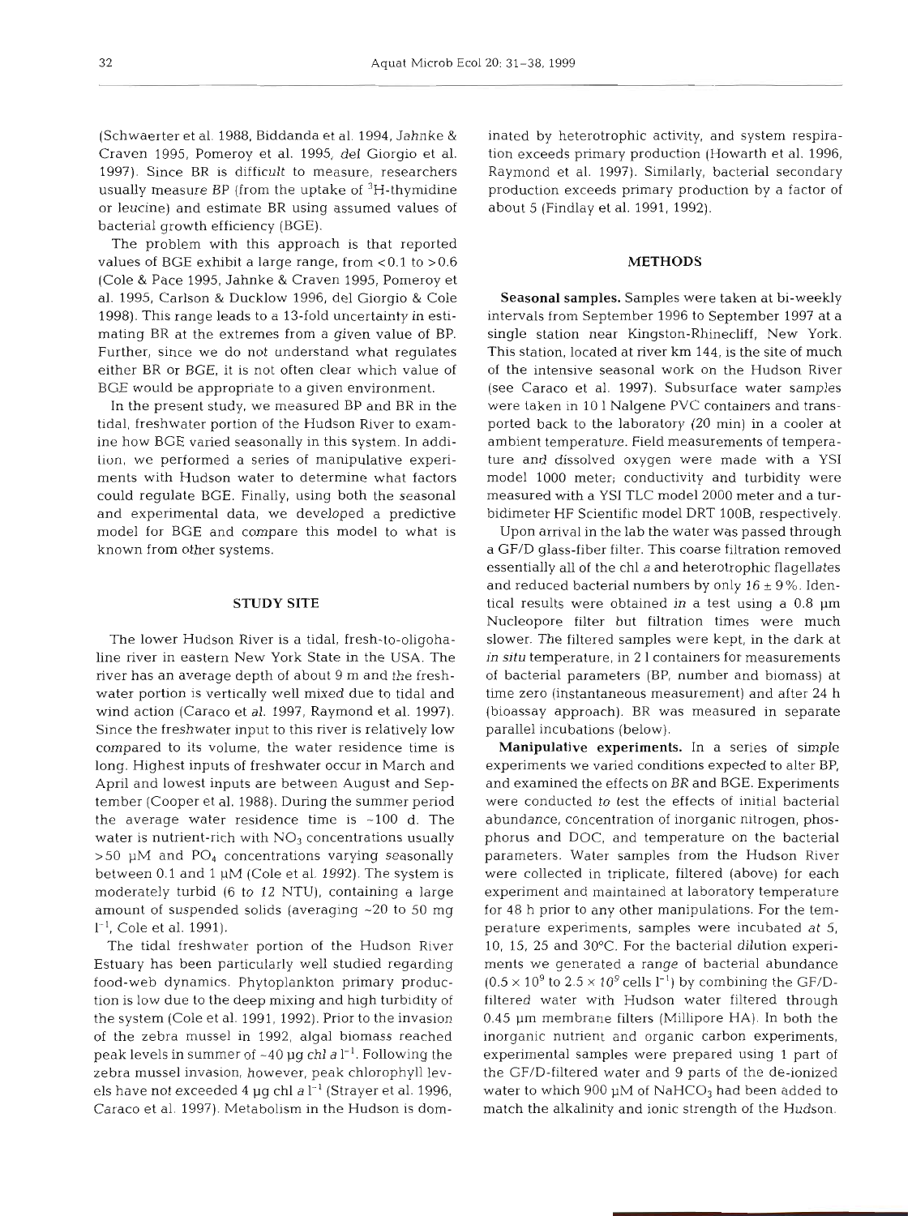(Schwaerter et al. 1988, Biddanda et al. 1994, Jahnke & Craven 1995, Pomeroy et al. 1995, del Giorgio et al. 1997). Since BR is difficult to measure, researchers usually measure BP (from the uptake of $^3$H-thymidine or leucine) and estimate BR using assumed values of bacterial growth efficiency (BGE).

The problem with this approach is that reported values of BGE exhibit a large range, from <0.1 to >0.6 (Cole & Pace 1995, Jahnke & Craven 1995, Pomeroy et al. 1995, Carlson & Ducklow 1996, del Giorgio & Cole 1998). This range leads to a 13-fold uncertainty in estimating BR at the extremes from a given value of BP. Further, since we do not understand what regulates either BR or BGE, it is not often clear which value of BGE would be appropriate to a given environment.

In the present study, we measured BP and BR in the tidal, freshwater portion of the Hudson River to examine how BGE varied seasonally in this system. In addition, we performed a series of manipulative experiments with Hudson water to determine what factors could regulate BGE. Finally, using both the seasonal and experimental data, we developed a predictive model for BGE and compare this model to what is known from other systems.

## STUDY SITE

The lower Hudson River is a tidal, fresh-to-oligohaline river in eastern New York State in the USA. The river has an average depth of about 9 m and the freshwater portion is vertically well mixed due to tidal and wind action (Caraco et al. 1997, Raymond et al. 1997). Since the freshwater input to this river is relatively low compared to its volume, the water residence time is long. Highest inputs of freshwater occur in March and April and lowest inputs are between August and September (Cooper et al. 1988). During the summer period the average water residence time is ~100 d. The water is nutrient-rich with $NO_3$ concentrations usually >50 µM and $PO_4$ concentrations varying seasonally between 0.1 and 1 µM (Cole et al. 1992). The system is moderately turbid (6 to 12 NTU), containing a large amount of suspended solids (averaging ~20 to 50 mg $l^{-1}$, Cole et al. 1991).

The tidal freshwater portion of the Hudson River Estuary has been particularly well studied regarding food-web dynamics. Phytoplankton primary production is low due to the deep mixing and high turbidity of the system (Cole et al. 1991, 1992). Prior to the invasion of the zebra mussel in 1992, algal biomass reached peak levels in summer of ~40 µg chl *a* $l^{-1}$. Following the zebra mussel invasion, however, peak chlorophyll levels have not exceeded 4 µg chl *a* $l^{-1}$ (Strayer et al. 1996, Caraco et al. 1997). Metabolism in the Hudson is dominated by heterotrophic activity, and system respiration exceeds primary production (Howarth et al. 1996, Raymond et al. 1997). Similarly, bacterial secondary production exceeds primary production by a factor of about 5 (Findlay et al. 1991, 1992).

## METHODS

**Seasonal samples.** Samples were taken at bi-weekly intervals from September 1996 to September 1997 at a single station near Kingston-Rhinecliff, New York. This station, located at river km 144, is the site of much of the intensive seasonal work on the Hudson River (see Caraco et al. 1997). Subsurface water samples were taken in 10 l Nalgene PVC containers and transported back to the laboratory (20 min) in a cooler at ambient temperature. Field measurements of temperature and dissolved oxygen were made with a YSI model 1000 meter; conductivity and turbidity were measured with a YSI TLC model 2000 meter and a turbidimeter HF Scientific model DRT 100B, respectively.

Upon arrival in the lab the water was passed through a GF/D glass-fiber filter. This coarse filtration removed essentially all of the chl *a* and heterotrophic flagellates and reduced bacterial numbers by only 16 ± 9%. Identical results were obtained in a test using a 0.8 µm Nucleopore filter but filtration times were much slower. The filtered samples were kept, in the dark at *in situ* temperature, in 2 l containers for measurements of bacterial parameters (BP, number and biomass) at time zero (instantaneous measurement) and after 24 h (bioassay approach). BR was measured in separate parallel incubations (below).

**Manipulative experiments.** In a series of simple experiments we varied conditions expected to alter BP, and examined the effects on BR and BGE. Experiments were conducted to test the effects of initial bacterial abundance, concentration of inorganic nitrogen, phosphorus and DOC, and temperature on the bacterial parameters. Water samples from the Hudson River were collected in triplicate, filtered (above) for each experiment and maintained at laboratory temperature for 48 h prior to any other manipulations. For the temperature experiments, samples were incubated at 5, 10, 15, 25 and 30°C. For the bacterial dilution experiments we generated a range of bacterial abundance ($0.5 \times 10^9$ to $2.5 \times 10^9$ cells $l^{-1}$) by combining the GF/D-filtered water with Hudson water filtered through 0.45 µm membrane filters (Millipore HA). In both the inorganic nutrient and organic carbon experiments, experimental samples were prepared using 1 part of the GF/D-filtered water and 9 parts of the de-ionized water to which 900 µM of $NaHCO_3$ had been added to match the alkalinity and ionic strength of the Hudson.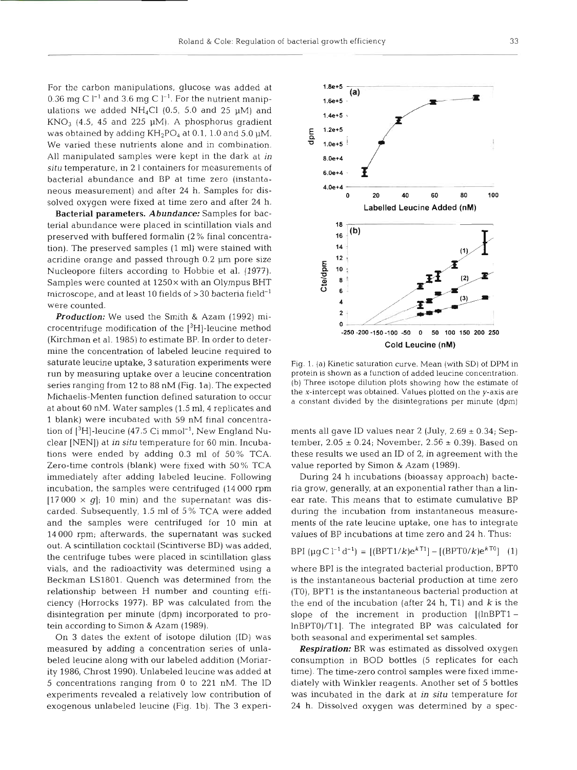For the carbon manipulations, glucose was added at 0.36 mg C $l^{-1}$ and 3.6 mg C $l^{-1}$. For the nutrient manipulations we added $NH_4Cl$ (0.5, 5.0 and 25 µM) and $KNO_3$ (4.5, 45 and 225 µM). A phosphorus gradient was obtained by adding $KH_2PO_4$ at 0.1, 1.0 and 5.0 µM. We varied these nutrients alone and in combination. All manipulated samples were kept in the dark at *in situ* temperature, in 2 l containers for measurements of bacterial abundance and BP at time zero (instantaneous measurement) and after 24 h. Samples for dissolved oxygen were fixed at time zero and after 24 h.

**Bacterial parameters.** ***Abundance:*** Samples for bacterial abundance were placed in scintillation vials and preserved with buffered formalin (2% final concentration). The preserved samples (1 ml) were stained with acridine orange and passed through 0.2 µm pore size Nucleopore filters according to Hobbie et al. (1977). Samples were counted at 1250× with an Olympus BHT microscope, and at least 10 fields of >30 bacteria field$^{-1}$ were counted.

***Production:*** We used the Smith & Azam (1992) microcentrifuge modification of the [$^3$H]-leucine method (Kirchman et al. 1985) to estimate BP. In order to determine the concentration of labeled leucine required to saturate leucine uptake, 3 saturation experiments were run by measuring uptake over a leucine concentration series ranging from 12 to 88 nM (Fig. 1a). The expected Michaelis-Menten function defined saturation to occur at about 60 nM. Water samples (1.5 ml, 4 replicates and 1 blank) were incubated with 59 nM final concentration of [$^3$H]-leucine (47.5 Ci mmol$^{-1}$, New England Nuclear [NEN]) at *in situ* temperature for 60 min. Incubations were ended by adding 0.3 ml of 50% TCA. Zero-time controls (blank) were fixed with 50% TCA immediately after adding labeled leucine. Following incubation, the samples were centrifuged (14 000 rpm [17 000 × *g*]; 10 min) and the supernatant was discarded. Subsequently, 1.5 ml of 5% TCA were added and the samples were centrifuged for 10 min at 14 000 rpm; afterwards, the supernatant was sucked out. A scintillation cocktail (Scintiverse BD) was added, the centrifuge tubes were placed in scintillation glass vials, and the radioactivity was determined using a Beckman LS1801. Quench was determined from the relationship between H number and counting efficiency (Horrocks 1977). BP was calculated from the disintegration per minute (dpm) incorporated to protein according to Simon & Azam (1989).

On 3 dates the extent of isotope dilution (ID) was measured by adding a concentration series of unlabeled leucine along with our labeled addition (Moriarity 1986, Chrost 1990). Unlabeled leucine was added at 5 concentrations ranging from 0 to 221 nM. The ID experiments revealed a relatively low contribution of exogenous unlabeled leucine (Fig. 1b). The 3 experiments all gave ID values near 2 (July, 2.69 ± 0.34; September, 2.05 ± 0.24; November, 2.56 ± 0.39). Based on these results we used an ID of 2, in agreement with the value reported by Simon & Azam (1989).

Fig. 1. (a) Kinetic saturation curve. Mean (with SD) of DPM in protein is shown as a function of added leucine concentration. (b) Three isotope dilution plots showing how the estimate of the *x*-intercept was obtained. Values plotted on the *y*-axis are a constant divided by the disintegrations per minute (dpm)

During 24 h incubations (bioassay approach) bacteria grow, generally, at an exponential rather than a linear rate. This means that to estimate cumulative BP during the incubation from instantaneous measurements of the rate leucine uptake, one has to integrate values of BP incubations at time zero and 24 h. Thus:

$$\text{BPI } (\mu\text{g C l}^{-1}\text{ d}^{-1}) = [(\text{BPT1}/k)e^{k\text{T1}}] - [(\text{BPT0}/k)e^{k\text{T0}}] \quad (1)$$

where BPI is the integrated bacterial production, BPT0 is the instantaneous bacterial production at time zero (T0), BPT1 is the instantaneous bacterial production at the end of the incubation (after 24 h, T1) and *k* is the slope of the increment in production [(lnBPT1 − lnBPT0)/T1]. The integrated BP was calculated for both seasonal and experimental set samples.

***Respiration:*** BR was estimated as dissolved oxygen consumption in BOD bottles (5 replicates for each time). The time-zero control samples were fixed immediately with Winkler reagents. Another set of 5 bottles was incubated in the dark at *in situ* temperature for 24 h. Dissolved oxygen was determined by a spec-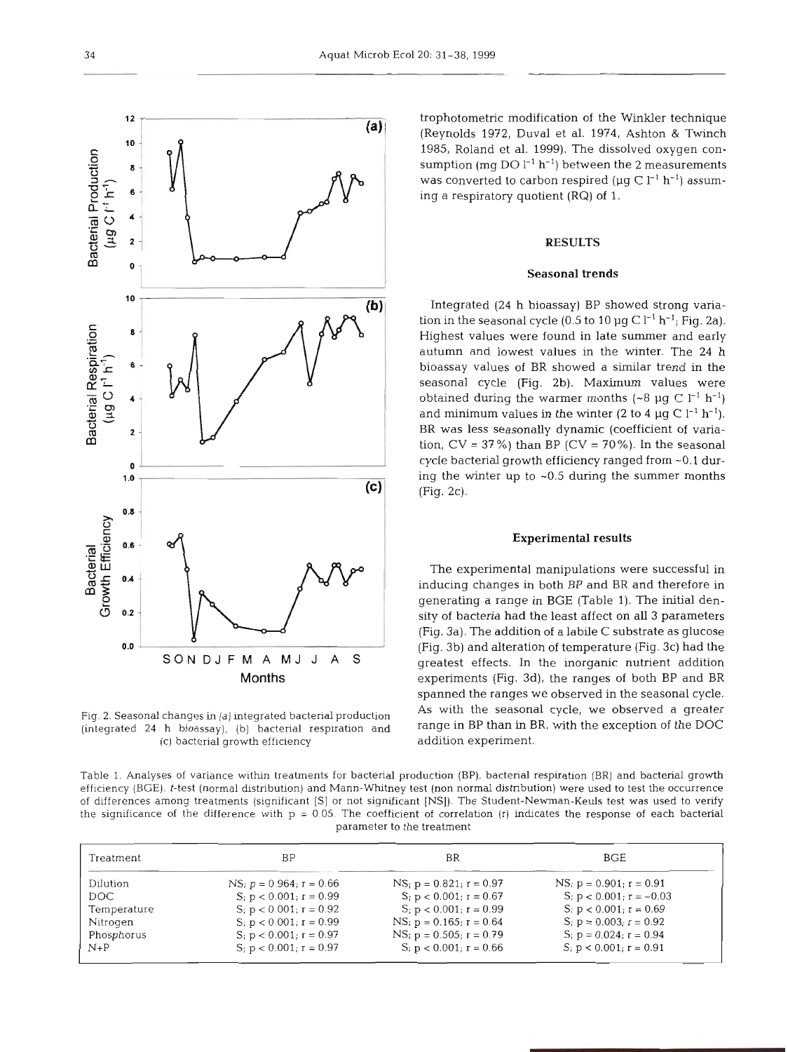Fig. 2. Seasonal changes in (a) integrated bacterial production (integrated 24 h bioassay), (b) bacterial respiration and (c) bacterial growth efficiency

trophotometric modification of the Winkler technique (Reynolds 1972, Duval et al. 1974, Ashton & Twinch 1985, Roland et al. 1999). The dissolved oxygen consumption (mg DO $l^{-1}$ $h^{-1}$) between the 2 measurements was converted to carbon respired (µg C $l^{-1}$ $h^{-1}$) assuming a respiratory quotient (RQ) of 1.

## RESULTS

### Seasonal trends

Integrated (24 h bioassay) BP showed strong variation in the seasonal cycle (0.5 to 10 µg C $l^{-1}$ $h^{-1}$; Fig. 2a). Highest values were found in late summer and early autumn and lowest values in the winter. The 24 h bioassay values of BR showed a similar trend in the seasonal cycle (Fig. 2b). Maximum values were obtained during the warmer months (~8 µg C $l^{-1}$ $h^{-1}$) and minimum values in the winter (2 to 4 µg C $l^{-1}$ $h^{-1}$). BR was less seasonally dynamic (coefficient of variation, CV = 37%) than BP (CV = 70%). In the seasonal cycle bacterial growth efficiency ranged from ~0.1 during the winter up to ~0.5 during the summer months (Fig. 2c).

### Experimental results

The experimental manipulations were successful in inducing changes in both BP and BR and therefore in generating a range in BGE (Table 1). The initial density of bacteria had the least affect on all 3 parameters (Fig. 3a). The addition of a labile C substrate as glucose (Fig. 3b) and alteration of temperature (Fig. 3c) had the greatest effects. In the inorganic nutrient addition experiments (Fig. 3d), the ranges of both BP and BR spanned the ranges we observed in the seasonal cycle. As with the seasonal cycle, we observed a greater range in BP than in BR, with the exception of the DOC addition experiment.

Table 1. Analyses of variance within treatments for bacterial production (BP), bacterial respiration (BR) and bacterial growth efficiency (BGE). *t*-test (normal distribution) and Mann-Whitney test (non normal distribution) were used to test the occurrence of differences among treatments (significant [S] or not significant [NS]). The Student-Newman-Keuls test was used to verify the significance of the difference with $p = 0.05$. The coefficient of correlation (r) indicates the response of each bacterial parameter to the treatment

| Treatment | BP | BR | BGE |
|---|---|---|---|
| Dilution | NS; $p = 0.964$; $r = 0.66$ | NS; $p = 0.821$; $r = 0.97$ | NS; $p = 0.901$; $r = 0.91$ |
| DOC | S; $p < 0.001$; $r = 0.99$ | S; $p < 0.001$; $r = 0.67$ | S; $p < 0.001$; $r = -0.03$ |
| Temperature | S; $p < 0.001$; $r = 0.92$ | S; $p < 0.001$; $r = 0.99$ | S; $p < 0.001$; $r = 0.69$ |
| Nitrogen | S; $p < 0.001$; $r = 0.99$ | NS; $p = 0.165$; $r = 0.64$ | S; $p = 0.003$; $r = 0.92$ |
| Phosphorus | S; $p < 0.001$; $r = 0.97$ | NS; $p = 0.505$; $r = 0.79$ | S; $p = 0.024$; $r = 0.94$ |
| N+P | S; $p < 0.001$; $r = 0.97$ | S; $p < 0.001$; $r = 0.66$ | S; $p < 0.001$; $r = 0.91$ |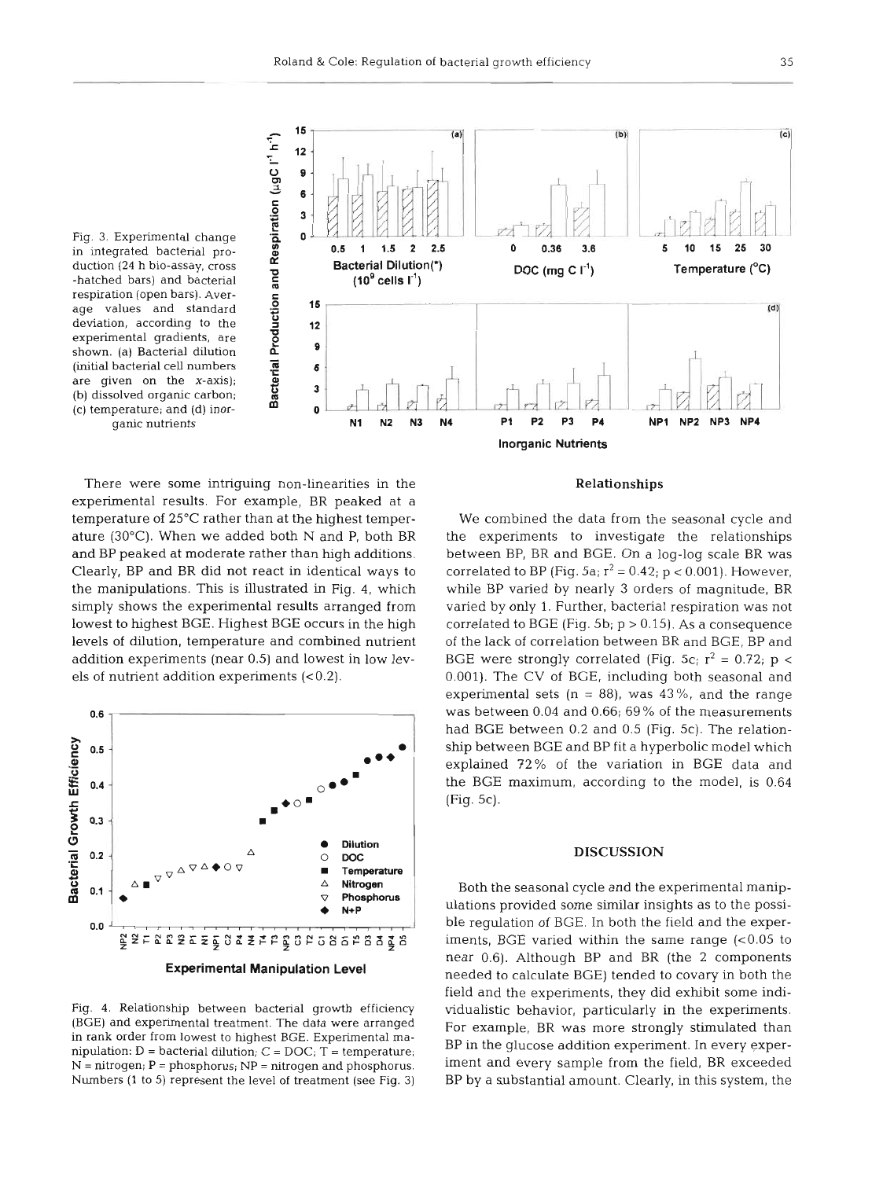Fig. 3. Experimental change in integrated bacterial production (24 h bio-assay, cross-hatched bars) and bacterial respiration (open bars). Average values and standard deviation, according to the experimental gradients, are shown. (a) Bacterial dilution (initial bacterial cell numbers are given on the x-axis); (b) dissolved organic carbon; (c) temperature; and (d) inorganic nutrients

There were some intriguing non-linearities in the experimental results. For example, BR peaked at a temperature of 25°C rather than at the highest temperature (30°C). When we added both N and P, both BR and BP peaked at moderate rather than high additions. Clearly, BP and BR did not react in identical ways to the manipulations. This is illustrated in Fig. 4, which simply shows the experimental results arranged from lowest to highest BGE. Highest BGE occurs in the high levels of dilution, temperature and combined nutrient addition experiments (near 0.5) and lowest in low levels of nutrient addition experiments (<0.2).

Fig. 4. Relationship between bacterial growth efficiency (BGE) and experimental treatment. The data were arranged in rank order from lowest to highest BGE. Experimental manipulation: D = bacterial dilution; C = DOC; T = temperature; N = nitrogen; P = phosphorus; NP = nitrogen and phosphorus. Numbers (1 to 5) represent the level of treatment (see Fig. 3)

### Relationships

We combined the data from the seasonal cycle and the experiments to investigate the relationships between BP, BR and BGE. On a log-log scale BR was correlated to BP (Fig. 5a; $r^2 = 0.42$; $p < 0.001$). However, while BP varied by nearly 3 orders of magnitude, BR varied by only 1. Further, bacterial respiration was not correlated to BGE (Fig. 5b; $p > 0.15$). As a consequence of the lack of correlation between BR and BGE, BP and BGE were strongly correlated (Fig. 5c; $r^2 = 0.72$; $p < 0.001$). The CV of BGE, including both seasonal and experimental sets ($n = 88$), was 43%, and the range was between 0.04 and 0.66; 69% of the measurements had BGE between 0.2 and 0.5 (Fig. 5c). The relationship between BGE and BP fit a hyperbolic model which explained 72% of the variation in BGE data and the BGE maximum, according to the model, is 0.64 (Fig. 5c).

## DISCUSSION

Both the seasonal cycle and the experimental manipulations provided some similar insights as to the possible regulation of BGE. In both the field and the experiments, BGE varied within the same range (<0.05 to near 0.6). Although BP and BR (the 2 components needed to calculate BGE) tended to covary in both the field and the experiments, they did exhibit some individualistic behavior, particularly in the experiments. For example, BR was more strongly stimulated than BP in the glucose addition experiment. In every experiment and every sample from the field, BR exceeded BP by a substantial amount. Clearly, in this system, the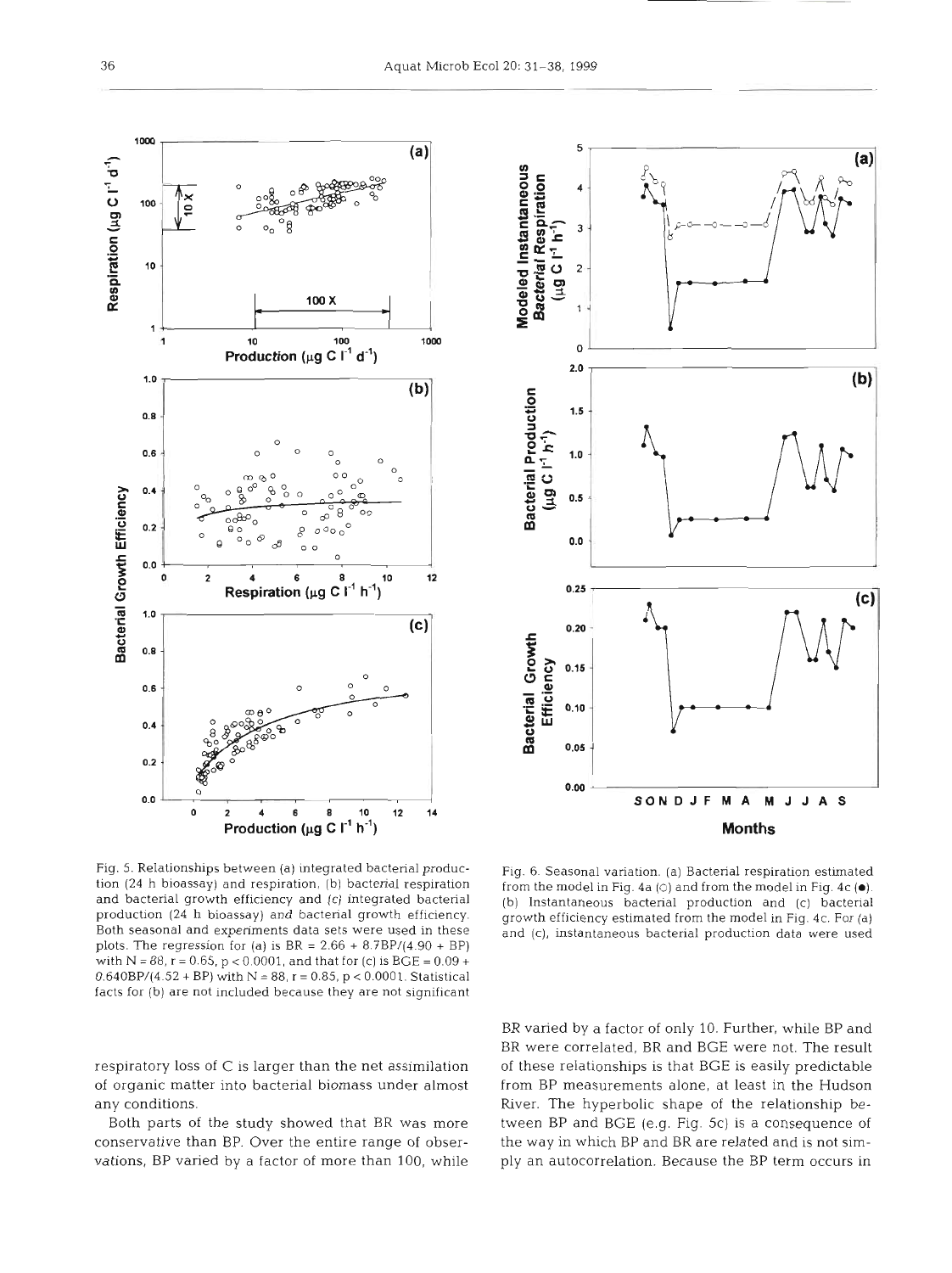Fig. 5. Relationships between (a) integrated bacterial production (24 h bioassay) and respiration, (b) bacterial respiration and bacterial growth efficiency and (c) integrated bacterial production (24 h bioassay) and bacterial growth efficiency. Both seasonal and experiments data sets were used in these plots. The regression for (a) is BR = 2.66 + 8.7BP/(4.90 + BP) with N = 88, r = 0.65, $p < 0.0001$, and that for (c) is BGE = 0.09 + 0.640BP/(4.52 + BP) with N = 88, r = 0.85, $p < 0.0001$. Statistical facts for (b) are not included because they are not significant

Fig. 6. Seasonal variation. (a) Bacterial respiration estimated from the model in Fig. 4a (○) and from the model in Fig. 4c (●). (b) Instantaneous bacterial production and (c) bacterial growth efficiency estimated from the model in Fig. 4c. For (a) and (c), instantaneous bacterial production data were used

respiratory loss of C is larger than the net assimilation of organic matter into bacterial biomass under almost any conditions.

Both parts of the study showed that BR was more conservative than BP. Over the entire range of observations, BP varied by a factor of more than 100, while BR varied by a factor of only 10. Further, while BP and BR were correlated, BR and BGE were not. The result of these relationships is that BGE is easily predictable from BP measurements alone, at least in the Hudson River. The hyperbolic shape of the relationship between BP and BGE (e.g. Fig. 5c) is a consequence of the way in which BP and BR are related and is not simply an autocorrelation. Because the BP term occurs in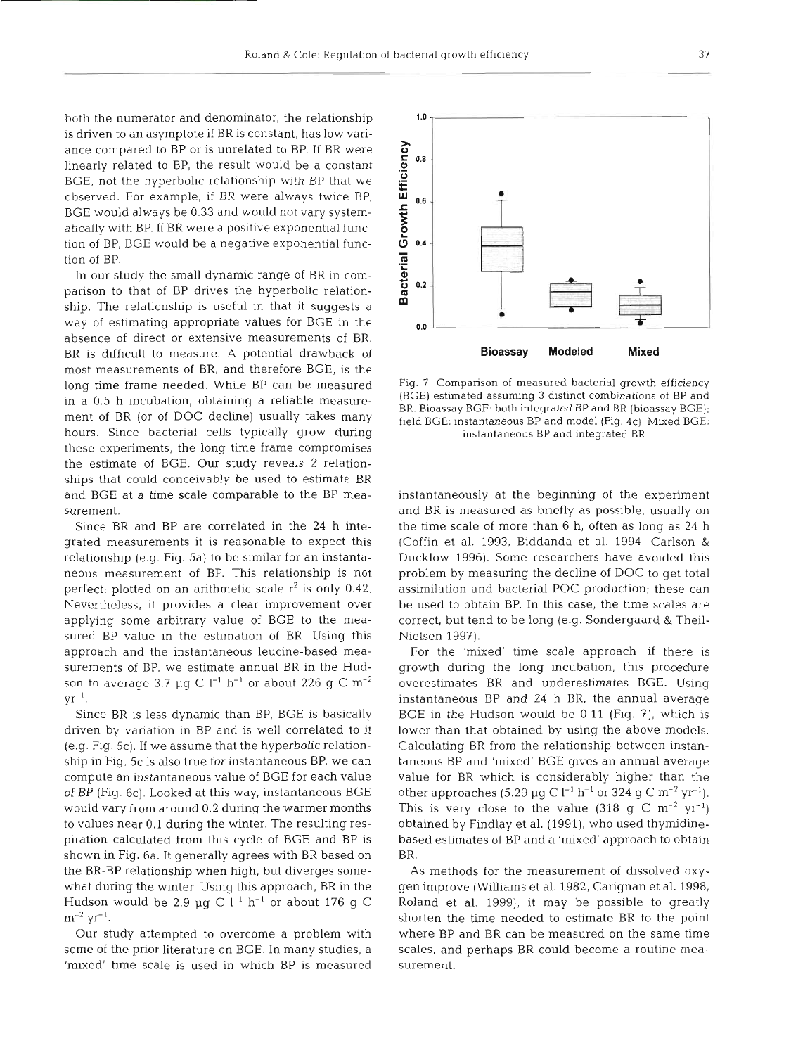both the numerator and denominator, the relationship is driven to an asymptote if BR is constant, has low variance compared to BP or is unrelated to BP. If BR were linearly related to BP, the result would be a constant BGE, not the hyperbolic relationship with BP that we observed. For example, if BR were always twice BP, BGE would always be 0.33 and would not vary systematically with BP. If BR were a positive exponential function of BP, BGE would be a negative exponential function of BP.

In our study the small dynamic range of BR in comparison to that of BP drives the hyperbolic relationship. The relationship is useful in that it suggests a way of estimating appropriate values for BGE in the absence of direct or extensive measurements of BR. BR is difficult to measure. A potential drawback of most measurements of BR, and therefore BGE, is the long time frame needed. While BP can be measured in a 0.5 h incubation, obtaining a reliable measurement of BR (or of DOC decline) usually takes many hours. Since bacterial cells typically grow during these experiments, the long time frame compromises the estimate of BGE. Our study reveals 2 relationships that could conceivably be used to estimate BR and BGE at a time scale comparable to the BP measurement.

Since BR and BP are correlated in the 24 h integrated measurements it is reasonable to expect this relationship (e.g. Fig. 5a) to be similar for an instantaneous measurement of BP. This relationship is not perfect; plotted on an arithmetic scale $r^2$ is only 0.42. Nevertheless, it provides a clear improvement over applying some arbitrary value of BGE to the measured BP value in the estimation of BR. Using this approach and the instantaneous leucine-based measurements of BP, we estimate annual BR in the Hudson to average 3.7 µg C $l^{-1}$ $h^{-1}$ or about 226 g C $m^{-2}$ $yr^{-1}$.

Since BR is less dynamic than BP, BGE is basically driven by variation in BP and is well correlated to it (e.g. Fig. 5c). If we assume that the hyperbolic relationship in Fig. 5c is also true for instantaneous BP, we can compute an instantaneous value of BGE for each value of BP (Fig. 6c). Looked at this way, instantaneous BGE would vary from around 0.2 during the warmer months to values near 0.1 during the winter. The resulting respiration calculated from this cycle of BGE and BP is shown in Fig. 6a. It generally agrees with BR based on the BR-BP relationship when high, but diverges somewhat during the winter. Using this approach, BR in the Hudson would be 2.9 µg C $l^{-1}$ $h^{-1}$ or about 176 g C $m^{-2}$ $yr^{-1}$.

Our study attempted to overcome a problem with some of the prior literature on BGE. In many studies, a 'mixed' time scale is used in which BP is measured instantaneously at the beginning of the experiment and BR is measured as briefly as possible, usually on the time scale of more than 6 h, often as long as 24 h (Coffin et al. 1993, Biddanda et al. 1994, Carlson & Ducklow 1996). Some researchers have avoided this problem by measuring the decline of DOC to get total assimilation and bacterial POC production; these can be used to obtain BP. In this case, the time scales are correct, but tend to be long (e.g. Sondergaard & Theil-Nielsen 1997).

For the 'mixed' time scale approach, if there is growth during the long incubation, this procedure overestimates BR and underestimates BGE. Using instantaneous BP and 24 h BR, the annual average BGE in the Hudson would be 0.11 (Fig. 7), which is lower than that obtained by using the above models. Calculating BR from the relationship between instantaneous BP and 'mixed' BGE gives an annual average value for BR which is considerably higher than the other approaches (5.29 µg C $l^{-1}$ $h^{-1}$ or 324 g C $m^{-2}$ $yr^{-1}$). This is very close to the value (318 g C $m^{-2}$ $yr^{-1}$) obtained by Findlay et al. (1991), who used thymidine-based estimates of BP and a 'mixed' approach to obtain BR.

As methods for the measurement of dissolved oxygen improve (Williams et al. 1982, Carignan et al. 1998, Roland et al. 1999), it may be possible to greatly shorten the time needed to estimate BR to the point where BP and BR can be measured on the same time scales, and perhaps BR could become a routine measurement.

Fig. 7. Comparison of measured bacterial growth efficiency (BGE) estimated assuming 3 distinct combinations of BP and BR. Bioassay BGE: both integrated BP and BR (bioassay BGE); field BGE: instantaneous BP and model (Fig. 4c); Mixed BGE: instantaneous BP and integrated BR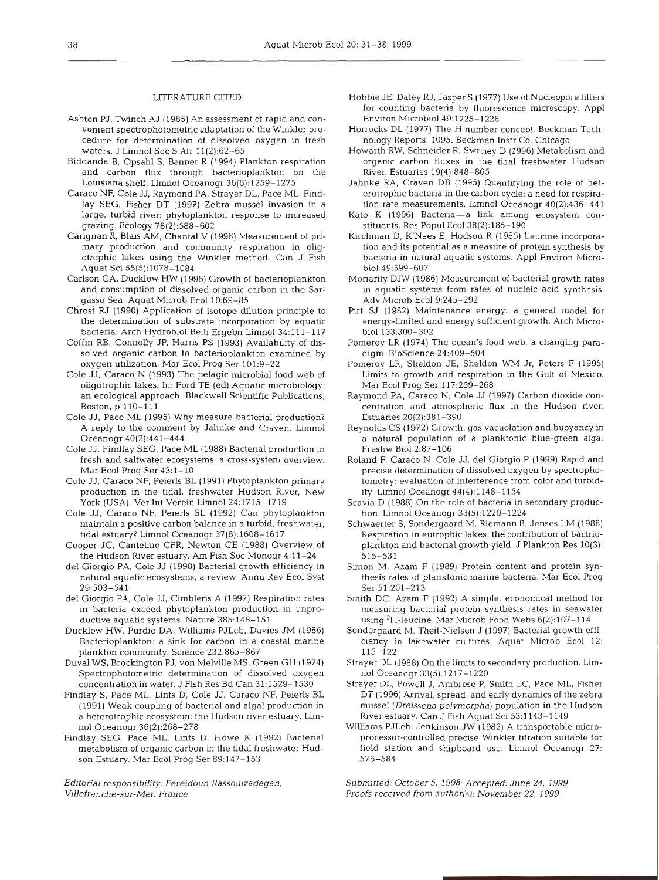## LITERATURE CITED

Ashton PJ, Twinch AJ (1985) An assessment of rapid and convenient spectrophotometric adaptation of the Winkler procedure for determination of dissolved oxygen in fresh waters. J Limnol Soc S Afr 11(2):62–65

Biddanda B, Opsahl S, Benner R (1994) Plankton respiration and carbon flux through bacterioplankton on the Louisiana shelf. Limnol Oceanogr 36(6):1259–1275

Caraco NF, Cole JJ, Raymond PA, Strayer DL, Pace ML, Findlay SEG, Fisher DT (1997) Zebra mussel invasion in a large, turbid river: phytoplankton response to increased grazing. Ecology 78(2):588–602

Carignan R, Blais AM, Chantal V (1998) Measurement of primary production and community respiration in oligotrophic lakes using the Winkler method. Can J Fish Aquat Sci 55(5):1078–1084

Carlson CA, Ducklow HW (1996) Growth of bacterioplankton and consumption of dissolved organic carbon in the Sargasso Sea. Aquat Microb Ecol 10:69–85

Chrost RJ (1990) Application of isotope dilution principle to the determination of substrate incorporation by aquatic bacteria. Arch Hydrobiol Beih Ergebn Limnol 34:111–117

Coffin RB, Connolly JP, Harris PS (1993) Availability of dissolved organic carbon to bacterioplankton examined by oxygen utilization. Mar Ecol Prog Ser 101:9–22

Cole JJ, Caraco N (1993) The pelagic microbial food web of oligotrophic lakes. In: Ford TE (ed) Aquatic microbiology: an ecological approach. Blackwell Scientific Publications, Boston, p 110–111

Cole JJ, Pace ML (1995) Why measure bacterial production? A reply to the comment by Jahnke and Craven. Limnol Oceanogr 40(2):441–444

Cole JJ, Findlay SEG, Pace ML (1988) Bacterial production in fresh and saltwater ecosystems: a cross-system overview. Mar Ecol Prog Ser 43:1–10

Cole JJ, Caraco NF, Peierls BL (1991) Phytoplankton primary production in the tidal, freshwater Hudson River, New York (USA). Ver Int Verein Limnol 24:1715–1719

Cole JJ, Caraco NF, Peierls BL (1992) Can phytoplankton maintain a positive carbon balance in a turbid, freshwater, tidal estuary? Limnol Oceanogr 37(8):1608–1617

Cooper JC, Cantelmo CFR, Newton CE (1988) Overview of the Hudson River estuary. Am Fish Soc Monogr 4:11–24

del Giorgio PA, Cole JJ (1998) Bacterial growth efficiency in natural aquatic ecosystems, a review. Annu Rev Ecol Syst 29:503–541

del Giorgio PA, Cole JJ, Cimbleris A (1997) Respiration rates in bacteria exceed phytoplankton production in unproductive aquatic systems. Nature 385:148–151

Ducklow HW, Purdie DA, Williams PJLeb, Davies JM (1986) Bacterioplankton: a sink for carbon in a coastal marine plankton community. Science 232:865–867

Duval WS, Brockington PJ, von Melville MS, Green GH (1974) Spectrophotometric determination of dissolved oxygen concentration in water. J Fish Res Bd Can 31:1529–1530

Findlay S, Pace ML, Lints D, Cole JJ, Caraco NF, Peierls BL (1991) Weak coupling of bacterial and algal production in a heterotrophic ecosystem: the Hudson river estuary. Limnol Oceanogr 36(2):268–278

Findlay SEG, Pace ML, Lints D, Howe K (1992) Bacterial metabolism of organic carbon in the tidal freshwater Hudson Estuary. Mar Ecol Prog Ser 89:147–153

Hobbie JE, Daley RJ, Jasper S (1977) Use of Nucleopore filters for counting bacteria by fluorescence microscopy. Appl Environ Microbiol 49:1225–1228

Horrocks DL (1977) The H number concept. Beckman Technology Reports. 1095. Beckman Instr Co, Chicago

Howarth RW, Schneider R, Swaney D (1996) Metabolism and organic carbon fluxes in the tidal freshwater Hudson River. Estuaries 19(4):848–865

Jahnke RA, Craven DB (1995) Quantifying the role of heterotrophic bacteria in the carbon cycle: a need for respiration rate measurements. Limnol Oceanogr 40(2):436–441

Kato K (1996) Bacteria—a link among ecosystem constituents. Res Popul Ecol 38(2):185–190

Kirchman D, K'Nees E, Hodson R (1985) Leucine incorporation and its potential as a measure of protein synthesis by bacteria in natural aquatic systems. Appl Environ Microbiol 49:599–607

Moriarity DJW (1986) Measurement of bacterial growth rates in aquatic systems from rates of nucleic acid synthesis. Adv Microb Ecol 9:245–292

Pirt SJ (1982) Maintenance energy: a general model for energy-limited and energy sufficient growth. Arch Microbiol 133:300–302

Pomeroy LR (1974) The ocean's food web, a changing paradigm. BioScience 24:409–504

Pomeroy LR, Sheldon JE, Sheldon WM Jr, Peters F (1995) Limits to growth and respiration in the Gulf of Mexico. Mar Ecol Prog Ser 117:259–268

Raymond PA, Caraco N, Cole JJ (1997) Carbon dioxide concentration and atmospheric flux in the Hudson river. Estuaries 20(2):381–390

Reynolds CS (1972) Growth, gas vacuolation and buoyancy in a natural population of a planktonic blue-green alga. Freshw Biol 2:87–106

Roland F, Caraco N, Cole JJ, del Giorgio P (1999) Rapid and precise determination of dissolved oxygen by spectrophotometry: evaluation of interference from color and turbidity. Limnol Oceanogr 44(4):1148–1154

Scavia D (1988) On the role of bacteria in secondary production. Limnol Oceanogr 33(5):1220–1224

Schwaerter S, Sondergaard M, Riemann B, Jenses LM (1988) Respiration in eutrophic lakes: the contribution of bactrioplankton and bacterial growth yield. J Plankton Res 10(3): 515–531

Simon M, Azam F (1989) Protein content and protein synthesis rates of planktonic marine bacteria. Mar Ecol Prog Ser 51:201–213

Smith DC, Azam F (1992) A simple, economical method for measuring bacterial protein synthesis rates in seawater using $^{3}$H-leucine. Mar Microb Food Webs 6(2):107–114

Sondergaard M, Theil-Nielsen J (1997) Bacterial growth efficiency in lakewater cultures. Aquat Microb Ecol 12: 115–122

Strayer DL (1988) On the limits to secondary production. Limnol Oceanogr 33(5):1217–1220

Strayer DL, Powell J, Ambrose P, Smith LC, Pace ML, Fisher DT (1996) Arrival, spread, and early dynamics of the zebra mussel (*Dreissena polymorpha*) population in the Hudson River estuary. Can J Fish Aquat Sci 53:1143–1149

Williams PJLeb, Jenkinson JW (1982) A transportable microprocessor-controlled precise Winkler titration suitable for field station and shipboard use. Limnol Oceanogr 27: 576–584

*Editorial responsibility: Fereidoun Rassoulzadegan, Villefranche-sur-Mer, France*

*Submitted: October 5, 1998; Accepted: June 24, 1999*
*Proofs received from author(s): November 22, 1999*